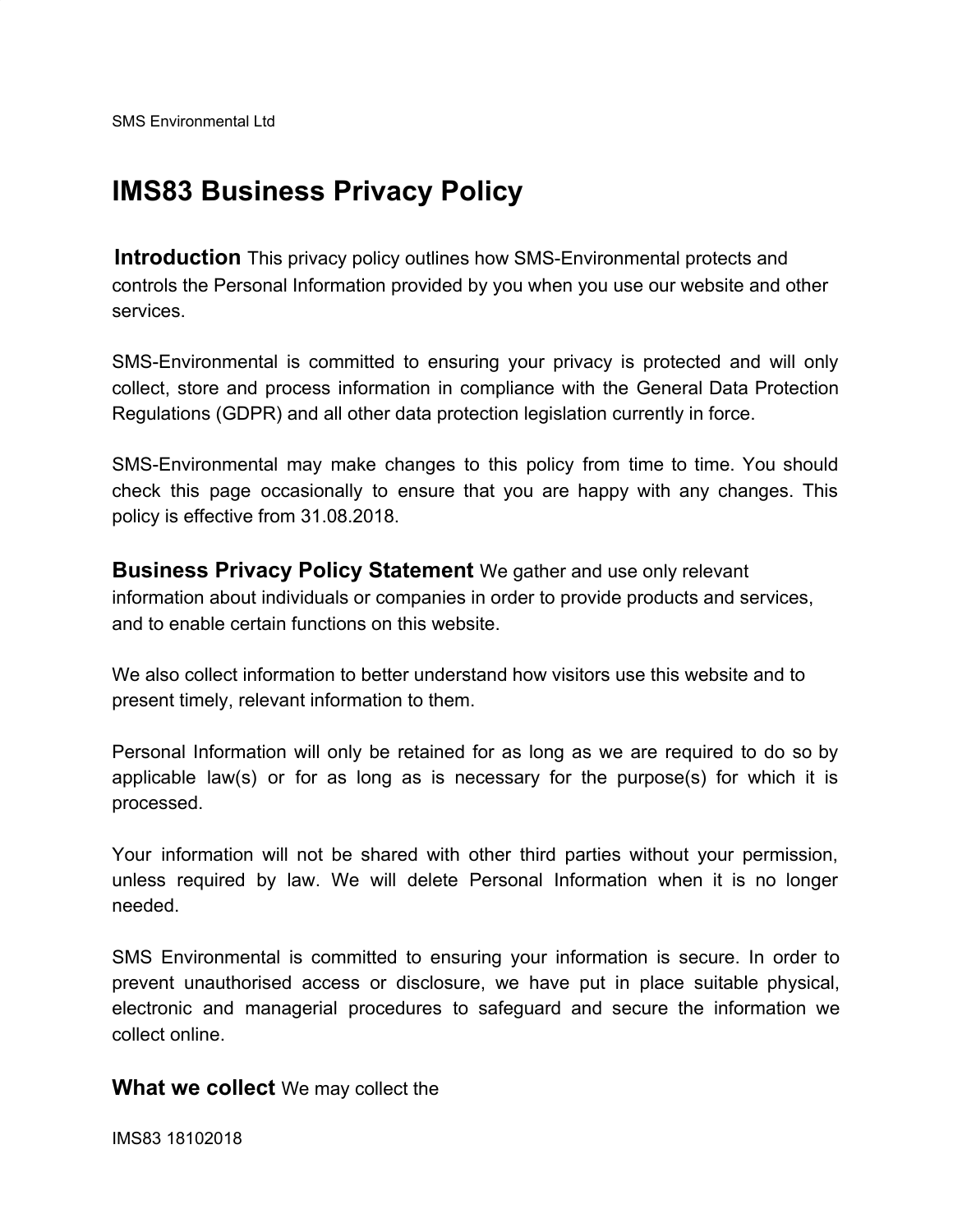SMS Environmental Ltd

# IMS83 Business Privacy Policy

**Introduction** This privacy policy outlines how SMS-Environmental protects and controls the Personal Information provided by you when you use our website and other services.

SMS-Environmental is committed to ensuring your privacy is protected and will only collect, store and process information in compliance with the General Data Protection Regulations (GDPR) and all other data protection legislation currently in force.

SMS-Environmental may make changes to this policy from time to time. You should check this page occasionally to ensure that you are happy with any changes. This policy is effective from 31.08.2018.

**Business Privacy Policy Statement** We gather and use only relevant information about individuals or companies in order to provide products and services, and to enable certain functions on this website.

We also collect information to better understand how visitors use this website and to present timely, relevant information to them.

Personal Information will only be retained for as long as we are required to do so by applicable law(s) or for as long as is necessary for the purpose(s) for which it is processed.

Your information will not be shared with other third parties without your permission, unless required by law. We will delete Personal Information when it is no longer needed.

SMS Environmental is committed to ensuring your information is secure. In order to prevent unauthorised access or disclosure, we have put in place suitable physical, electronic and managerial procedures to safeguard and secure the information we collect online.

**What we collect** We may collect the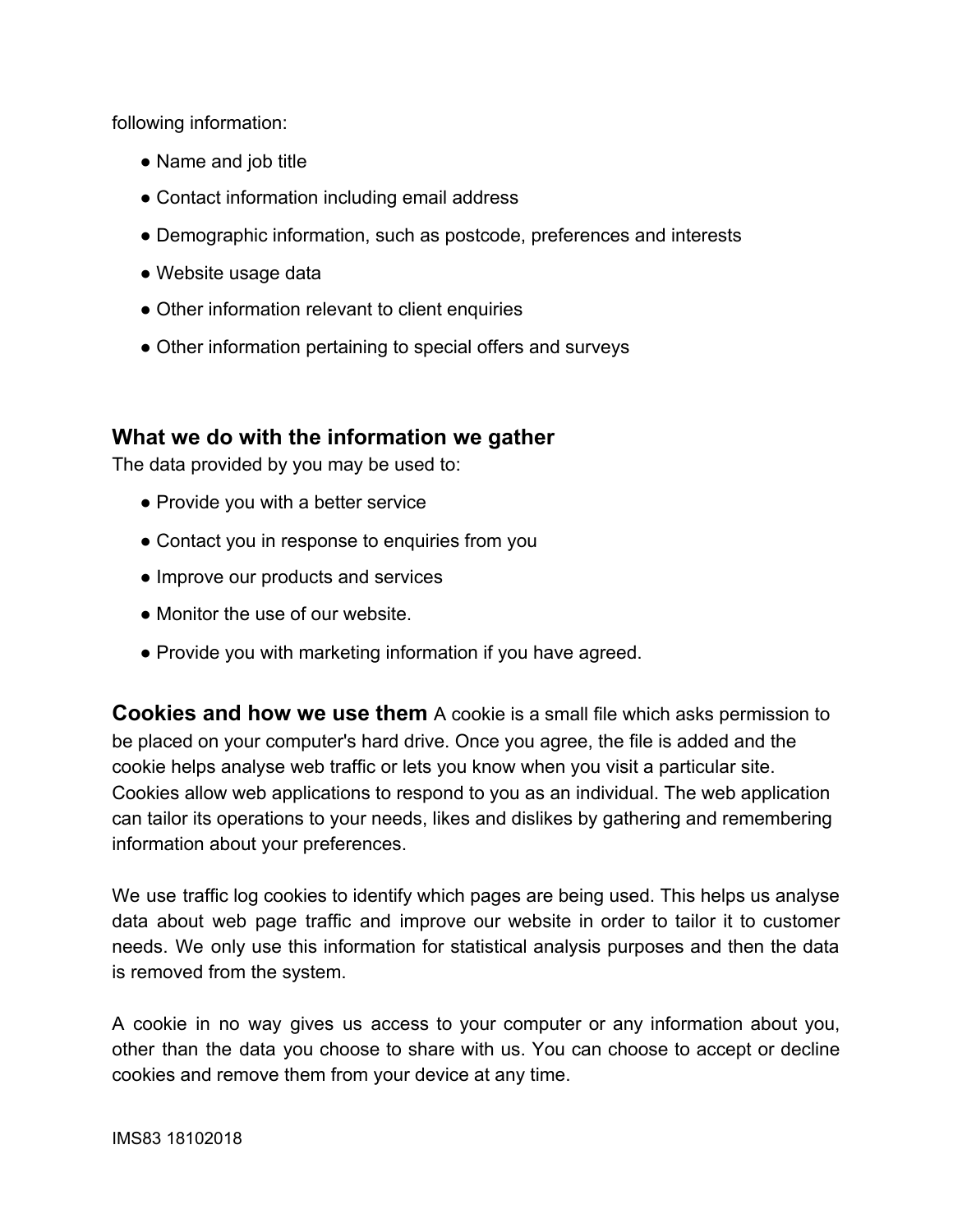following information:

- Name and job title
- Contact information including email address
- Demographic information, such as postcode, preferences and interests
- Website usage data
- Other information relevant to client enquiries
- Other information pertaining to special offers and surveys

## What we do with the information we gather

The data provided by you may be used to:

- Provide you with a better service
- Contact you in response to enquiries from you
- Improve our products and services
- Monitor the use of our website.
- Provide you with marketing information if you have agreed.

## Cookies and how we use them

A cookie is a small file which asks permission to be placed on your computer's hard drive. Once you agree, the file is added and the cookie helps analyse web traffic or lets you know when you visit a particular site. Cookies allow web applications to respond to you as an individual. The web application can tailor its operations to your needs, likes and dislikes by gathering and remembering information about your preferences.

We use traffic log cookies to identify which pages are being used. This helps us analyse data about web page traffic and improve our website in order to tailor it to customer needs. We only use this information for statistical analysis purposes and then the data is removed from the system.

A cookie in no way gives us access to your computer or any information about you, other than the data you choose to share with us. You can choose to accept or decline cookies and remove them from your device at any time.

IMS83 18102018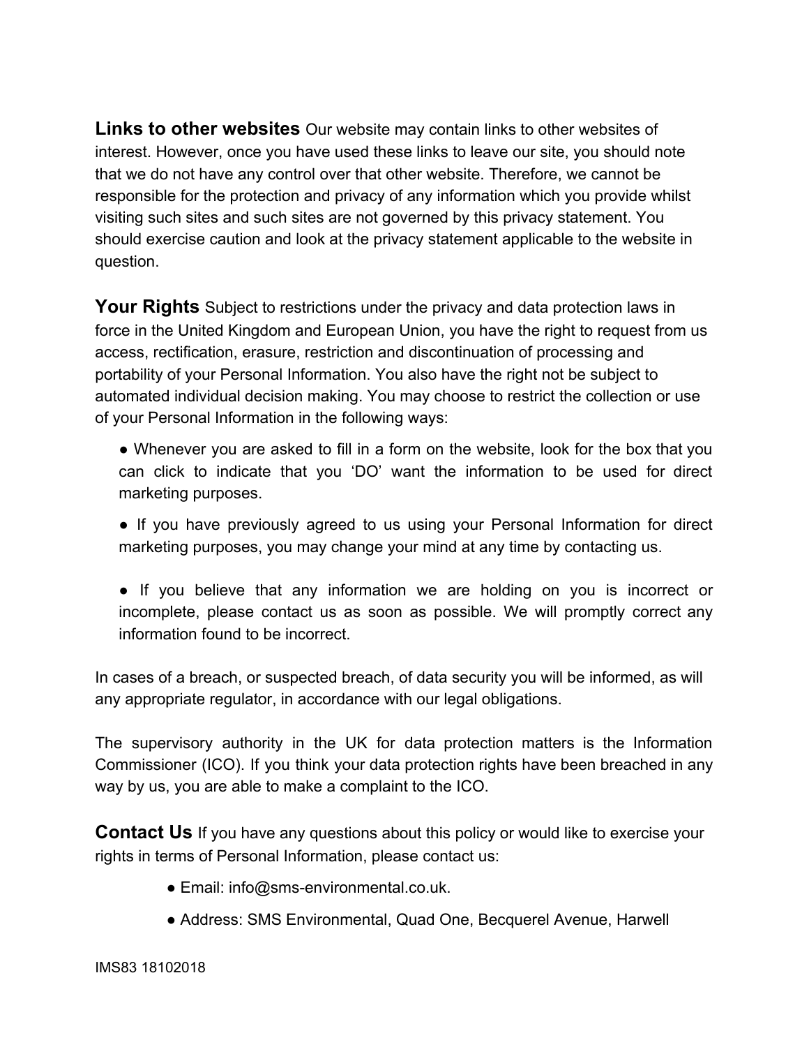**Links to other websites** Our website may contain links to other websites of interest. However, once you have used these links to leave our site, you should note that we do not have any control over that other website. Therefore, we cannot be responsible for the protection and privacy of any information which you provide whilst visiting such sites and such sites are not governed by this privacy statement. You should exercise caution and look at the privacy statement applicable to the website in question.

**Your Rights** Subject to restrictions under the privacy and data protection laws in force in the United Kingdom and European Union, you have the right to request from us access, rectification, erasure, restriction and discontinuation of processing and portability of your Personal Information. You also have the right not be subject to automated individual decision making. You may choose to restrict the collection or use of your Personal Information in the following ways:

- Whenever you are asked to fill in a form on the website, look for the box that you can click to indicate that you 'DO' want the information to be used for direct marketing purposes.
- If you have previously agreed to us using your Personal Information for direct marketing purposes, you may change your mind at any time by contacting us.
- If you believe that any information we are holding on you is incorrect or incomplete, please contact us as soon as possible. We will promptly correct any information found to be incorrect.

In cases of a breach, or suspected breach, of data security you will be informed, as will any appropriate regulator, in accordance with our legal obligations.

The supervisory authority in the UK for data protection matters is the Information Commissioner (ICO). If you think your data protection rights have been breached in any way by us, you are able to make a complaint to the ICO.

**Contact Us** If you have any questions about this policy or would like to exercise your rights in terms of Personal Information, please contact us:

- Email: info@sms-environmental.co.uk.
- Address: SMS Environmental, Quad One, Becquerel Avenue, Harwell

IMS83 18102018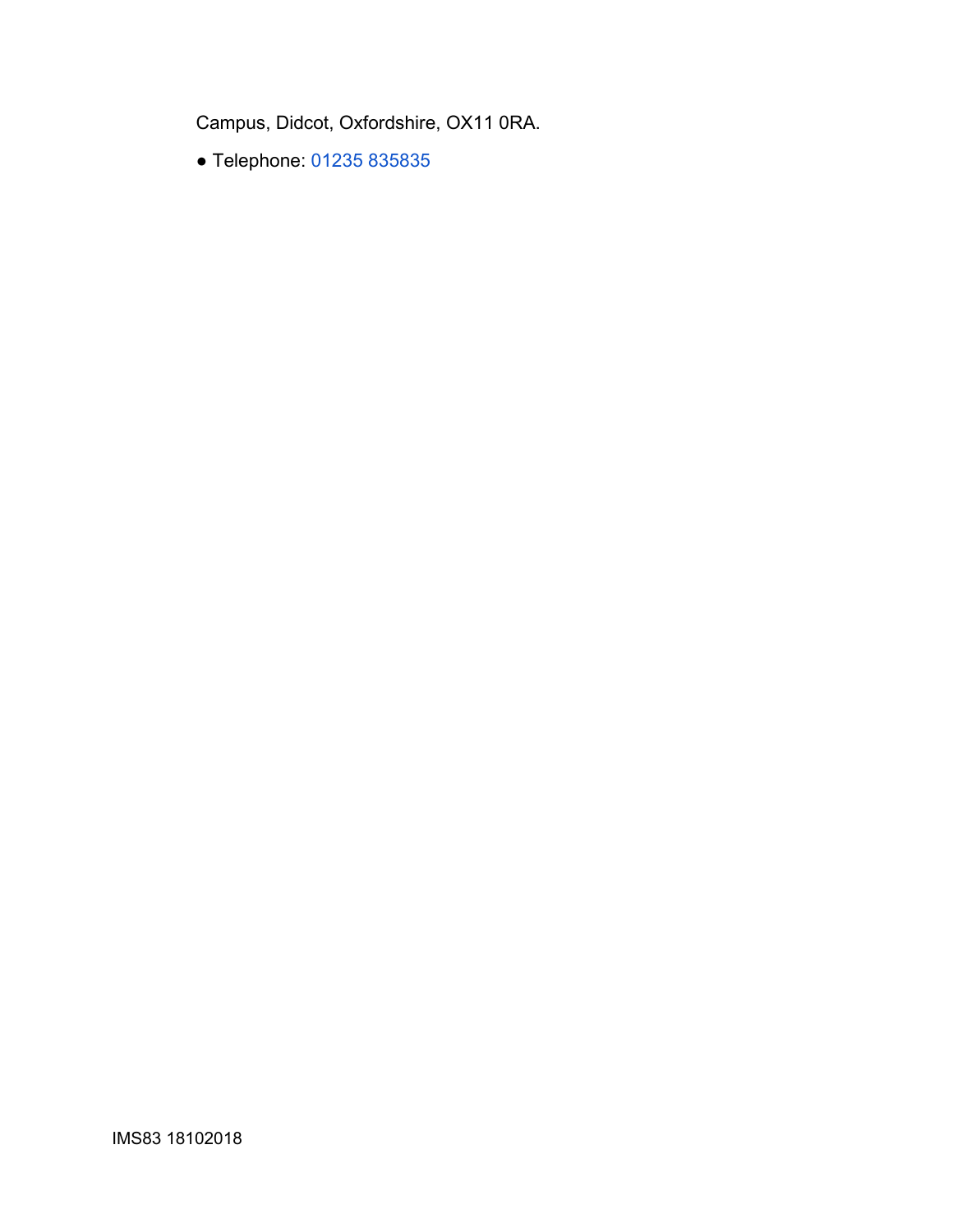Campus, Didcot, Oxfordshire, OX11 0RA.

- Telephone: 01235 835835

IMS83 18102018